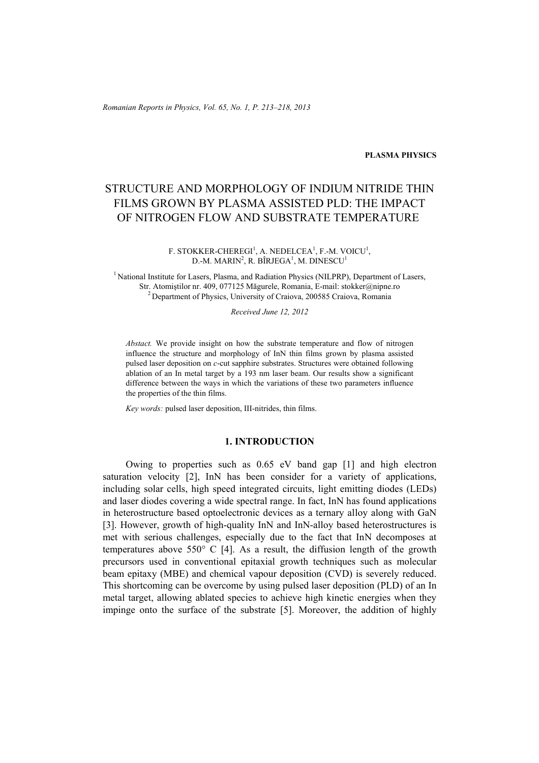**PLASMA PHYSICS**

# STRUCTURE AND MORPHOLOGY OF INDIUM NITRIDE THIN FILMS GROWN BY PLASMA ASSISTED PLD: THE IMPACT OF NITROGEN FLOW AND SUBSTRATE TEMPERATURE

F. STOKKER-CHEREGI[1], A. NEDELCEA[1], F.-M. VOICU[1], D.-M. MARIN[2], R. BÎRJEGA[1], M. DINESCU[1]

[1] National Institute for Lasers, Plasma, and Radiation Physics (NILPRP), Department of Lasers, Str. Atomiştilor nr. 409, 077125 Măgurele, Romania, E-mail: stokker@nipne.ro

[2] Department of Physics, University of Craiova, 200585 Craiova, Romania

*Received June 12, 2012*

*Abstact.* We provide insight on how the substrate temperature and flow of nitrogen influence the structure and morphology of InN thin films grown by plasma assisted pulsed laser deposition on *c*-cut sapphire substrates. Structures were obtained following ablation of an In metal target by a 193 nm laser beam. Our results show a significant difference between the ways in which the variations of these two parameters influence the properties of the thin films.

*Key words:* pulsed laser deposition, III-nitrides, thin films.

## 1. INTRODUCTION

Owing to properties such as 0.65 eV band gap [1] and high electron saturation velocity [2], InN has been consider for a variety of applications, including solar cells, high speed integrated circuits, light emitting diodes (LEDs) and laser diodes covering a wide spectral range. In fact, InN has found applications in heterostructure based optoelectronic devices as a ternary alloy along with GaN [3]. However, growth of high-quality InN and InN-alloy based heterostructures is met with serious challenges, especially due to the fact that InN decomposes at temperatures above 550° C [4]. As a result, the diffusion length of the growth precursors used in conventional epitaxial growth techniques such as molecular beam epitaxy (MBE) and chemical vapour deposition (CVD) is severely reduced. This shortcoming can be overcome by using pulsed laser deposition (PLD) of an In metal target, allowing ablated species to achieve high kinetic energies when they impinge onto the surface of the substrate [5]. Moreover, the addition of highly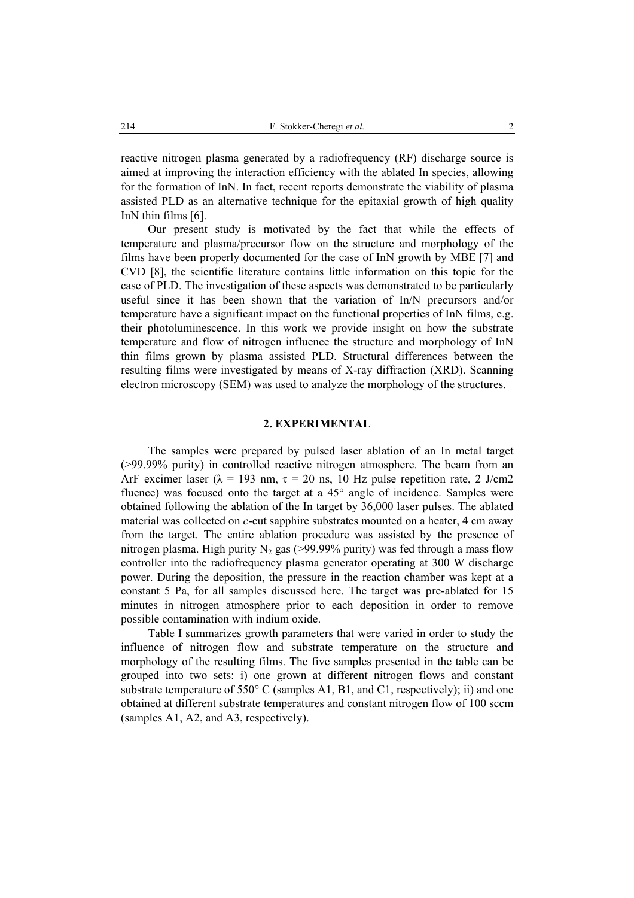reactive nitrogen plasma generated by a radiofrequency (RF) discharge source is aimed at improving the interaction efficiency with the ablated In species, allowing for the formation of InN. In fact, recent reports demonstrate the viability of plasma assisted PLD as an alternative technique for the epitaxial growth of high quality InN thin films [6].

Our present study is motivated by the fact that while the effects of temperature and plasma/precursor flow on the structure and morphology of the films have been properly documented for the case of InN growth by MBE [7] and CVD [8], the scientific literature contains little information on this topic for the case of PLD. The investigation of these aspects was demonstrated to be particularly useful since it has been shown that the variation of In/N precursors and/or temperature have a significant impact on the functional properties of InN films, e.g. their photoluminescence. In this work we provide insight on how the substrate temperature and flow of nitrogen influence the structure and morphology of InN thin films grown by plasma assisted PLD. Structural differences between the resulting films were investigated by means of X-ray diffraction (XRD). Scanning electron microscopy (SEM) was used to analyze the morphology of the structures.

## 2. EXPERIMENTAL

The samples were prepared by pulsed laser ablation of an In metal target (>99.99% purity) in controlled reactive nitrogen atmosphere. The beam from an ArF excimer laser ($\lambda$ = 193 nm, $\tau$ = 20 ns, 10 Hz pulse repetition rate, 2 J/cm2 fluence) was focused onto the target at a 45° angle of incidence. Samples were obtained following the ablation of the In target by 36,000 laser pulses. The ablated material was collected on *c*-cut sapphire substrates mounted on a heater, 4 cm away from the target. The entire ablation procedure was assisted by the presence of nitrogen plasma. High purity $N_2$ gas (>99.99% purity) was fed through a mass flow controller into the radiofrequency plasma generator operating at 300 W discharge power. During the deposition, the pressure in the reaction chamber was kept at a constant 5 Pa, for all samples discussed here. The target was pre-ablated for 15 minutes in nitrogen atmosphere prior to each deposition in order to remove possible contamination with indium oxide.

Table I summarizes growth parameters that were varied in order to study the influence of nitrogen flow and substrate temperature on the structure and morphology of the resulting films. The five samples presented in the table can be grouped into two sets: i) one grown at different nitrogen flows and constant substrate temperature of 550° C (samples A1, B1, and C1, respectively); ii) and one obtained at different substrate temperatures and constant nitrogen flow of 100 sccm (samples A1, A2, and A3, respectively).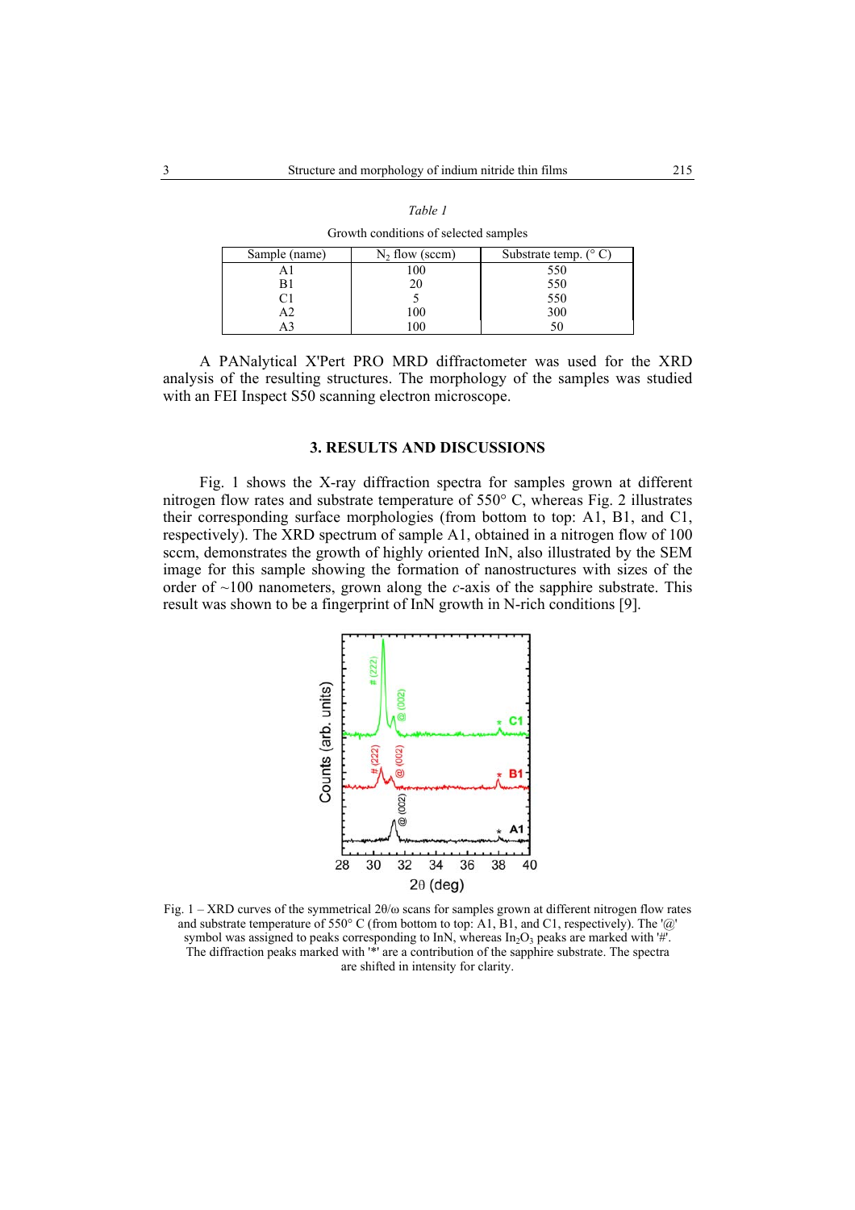*Table 1*

Growth conditions of selected samples

| Sample (name) | $N_2$ flow (sccm) | Substrate temp. (° C) |
|---|---|---|
| A1 | 100 | 550 |
| B1 | 20 | 550 |
| C1 | 5 | 550 |
| A2 | 100 | 300 |
| A3 | 100 | 50 |

A PANalytical X'Pert PRO MRD diffractometer was used for the XRD analysis of the resulting structures. The morphology of the samples was studied with an FEI Inspect S50 scanning electron microscope.

## 3. RESULTS AND DISCUSSIONS

Fig. 1 shows the X-ray diffraction spectra for samples grown at different nitrogen flow rates and substrate temperature of 550° C, whereas Fig. 2 illustrates their corresponding surface morphologies (from bottom to top: A1, B1, and C1, respectively). The XRD spectrum of sample A1, obtained in a nitrogen flow of 100 sccm, demonstrates the growth of highly oriented InN, also illustrated by the SEM image for this sample showing the formation of nanostructures with sizes of the order of ~100 nanometers, grown along the *c*-axis of the sapphire substrate. This result was shown to be a fingerprint of InN growth in N-rich conditions [9].

Fig. 1 – XRD curves of the symmetrical 2θ/ω scans for samples grown at different nitrogen flow rates and substrate temperature of 550° C (from bottom to top: A1, B1, and C1, respectively). The '@' symbol was assigned to peaks corresponding to InN, whereas $In_2O_3$ peaks are marked with '#'. The diffraction peaks marked with '*' are a contribution of the sapphire substrate. The spectra are shifted in intensity for clarity.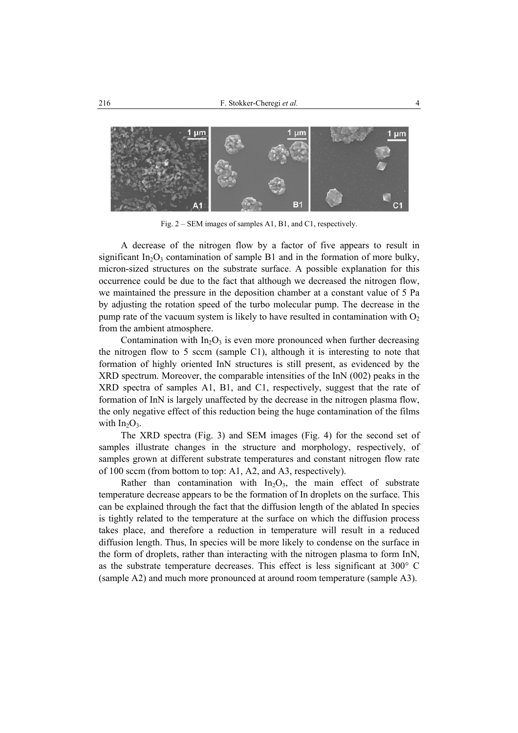Fig. 2 – SEM images of samples A1, B1, and C1, respectively.

A decrease of the nitrogen flow by a factor of five appears to result in significant $In_2O_3$ contamination of sample B1 and in the formation of more bulky, micron-sized structures on the substrate surface. A possible explanation for this occurrence could be due to the fact that although we decreased the nitrogen flow, we maintained the pressure in the deposition chamber at a constant value of 5 Pa by adjusting the rotation speed of the turbo molecular pump. The decrease in the pump rate of the vacuum system is likely to have resulted in contamination with $O_2$ from the ambient atmosphere.

Contamination with $In_2O_3$ is even more pronounced when further decreasing the nitrogen flow to 5 sccm (sample C1), although it is interesting to note that formation of highly oriented InN structures is still present, as evidenced by the XRD spectrum. Moreover, the comparable intensities of the InN (002) peaks in the XRD spectra of samples A1, B1, and C1, respectively, suggest that the rate of formation of InN is largely unaffected by the decrease in the nitrogen plasma flow, the only negative effect of this reduction being the huge contamination of the films with $In_2O_3$.

The XRD spectra (Fig. 3) and SEM images (Fig. 4) for the second set of samples illustrate changes in the structure and morphology, respectively, of samples grown at different substrate temperatures and constant nitrogen flow rate of 100 sccm (from bottom to top: A1, A2, and A3, respectively).

Rather than contamination with $In_2O_3$, the main effect of substrate temperature decrease appears to be the formation of In droplets on the surface. This can be explained through the fact that the diffusion length of the ablated In species is tightly related to the temperature at the surface on which the diffusion process takes place, and therefore a reduction in temperature will result in a reduced diffusion length. Thus, In species will be more likely to condense on the surface in the form of droplets, rather than interacting with the nitrogen plasma to form InN, as the substrate temperature decreases. This effect is less significant at 300° C (sample A2) and much more pronounced at around room temperature (sample A3).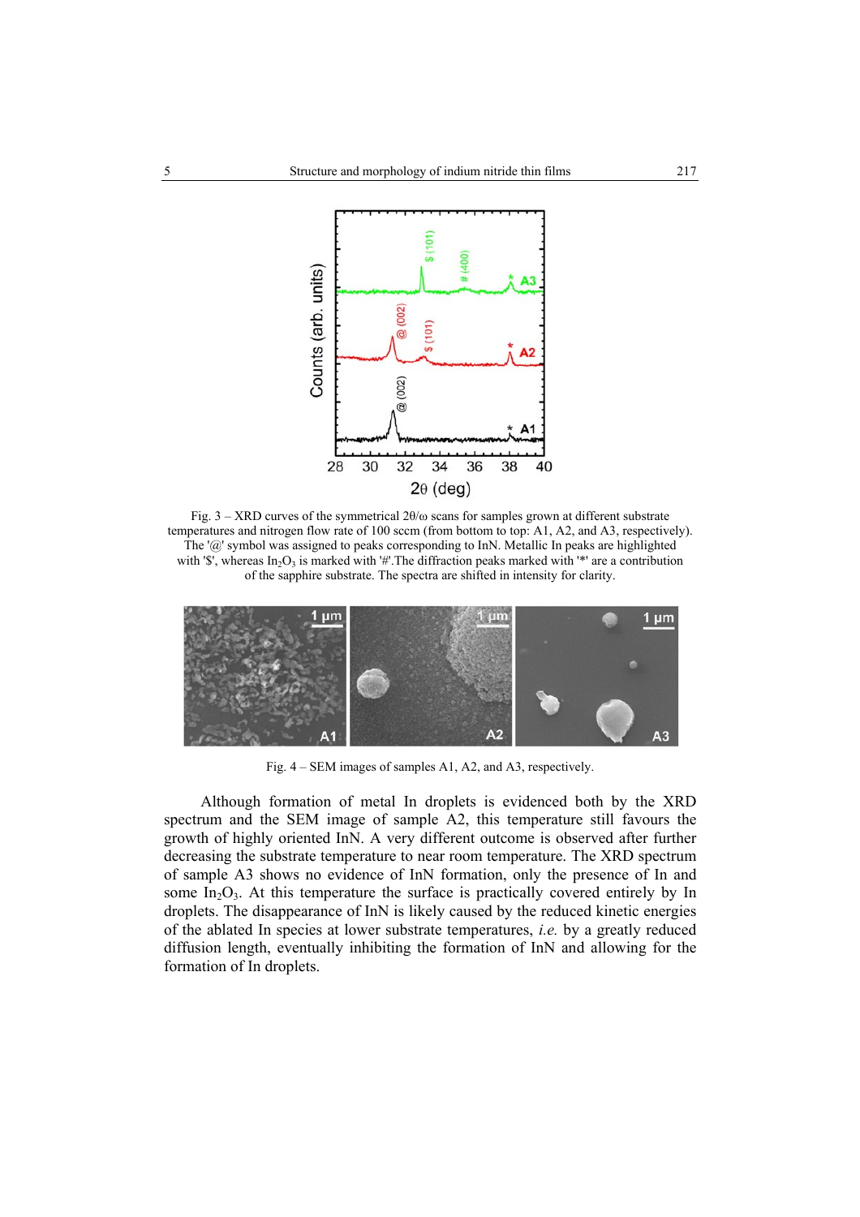Fig. 3 – XRD curves of the symmetrical 2θ/ω scans for samples grown at different substrate temperatures and nitrogen flow rate of 100 sccm (from bottom to top: A1, A2, and A3, respectively). The '@' symbol was assigned to peaks corresponding to InN. Metallic In peaks are highlighted with '$', whereas $In_2O_3$ is marked with '#'.The diffraction peaks marked with '*' are a contribution of the sapphire substrate. The spectra are shifted in intensity for clarity.

Fig. 4 – SEM images of samples A1, A2, and A3, respectively.

Although formation of metal In droplets is evidenced both by the XRD spectrum and the SEM image of sample A2, this temperature still favours the growth of highly oriented InN. A very different outcome is observed after further decreasing the substrate temperature to near room temperature. The XRD spectrum of sample A3 shows no evidence of InN formation, only the presence of In and some $In_2O_3$. At this temperature the surface is practically covered entirely by In droplets. The disappearance of InN is likely caused by the reduced kinetic energies of the ablated In species at lower substrate temperatures, *i.e.* by a greatly reduced diffusion length, eventually inhibiting the formation of InN and allowing for the formation of In droplets.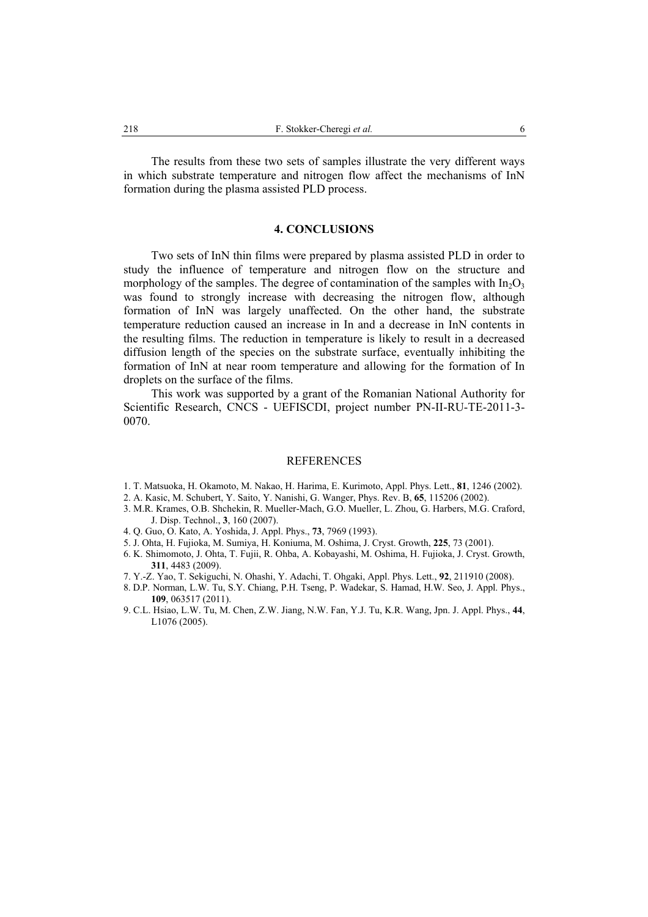The results from these two sets of samples illustrate the very different ways in which substrate temperature and nitrogen flow affect the mechanisms of InN formation during the plasma assisted PLD process.

## 4. CONCLUSIONS

Two sets of InN thin films were prepared by plasma assisted PLD in order to study the influence of temperature and nitrogen flow on the structure and morphology of the samples. The degree of contamination of the samples with $In_2O_3$ was found to strongly increase with decreasing the nitrogen flow, although formation of InN was largely unaffected. On the other hand, the substrate temperature reduction caused an increase in In and a decrease in InN contents in the resulting films. The reduction in temperature is likely to result in a decreased diffusion length of the species on the substrate surface, eventually inhibiting the formation of InN at near room temperature and allowing for the formation of In droplets on the surface of the films.

This work was supported by a grant of the Romanian National Authority for Scientific Research, CNCS - UEFISCDI, project number PN-II-RU-TE-2011-3-0070.

## REFERENCES

1. T. Matsuoka, H. Okamoto, M. Nakao, H. Harima, E. Kurimoto, Appl. Phys. Lett., **81**, 1246 (2002).
2. A. Kasic, M. Schubert, Y. Saito, Y. Nanishi, G. Wanger, Phys. Rev. B, **65**, 115206 (2002).
3. M.R. Krames, O.B. Shchekin, R. Mueller-Mach, G.O. Mueller, L. Zhou, G. Harbers, M.G. Craford, J. Disp. Technol., **3**, 160 (2007).
4. Q. Guo, O. Kato, A. Yoshida, J. Appl. Phys., **73**, 7969 (1993).
5. J. Ohta, H. Fujioka, M. Sumiya, H. Koniuma, M. Oshima, J. Cryst. Growth, **225**, 73 (2001).
6. K. Shimomoto, J. Ohta, T. Fujii, R. Ohba, A. Kobayashi, M. Oshima, H. Fujioka, J. Cryst. Growth, **311**, 4483 (2009).
7. Y.-Z. Yao, T. Sekiguchi, N. Ohashi, Y. Adachi, T. Ohgaki, Appl. Phys. Lett., **92**, 211910 (2008).
8. D.P. Norman, L.W. Tu, S.Y. Chiang, P.H. Tseng, P. Wadekar, S. Hamad, H.W. Seo, J. Appl. Phys., **109**, 063517 (2011).
9. C.L. Hsiao, L.W. Tu, M. Chen, Z.W. Jiang, N.W. Fan, Y.J. Tu, K.R. Wang, Jpn. J. Appl. Phys., **44**, L1076 (2005).